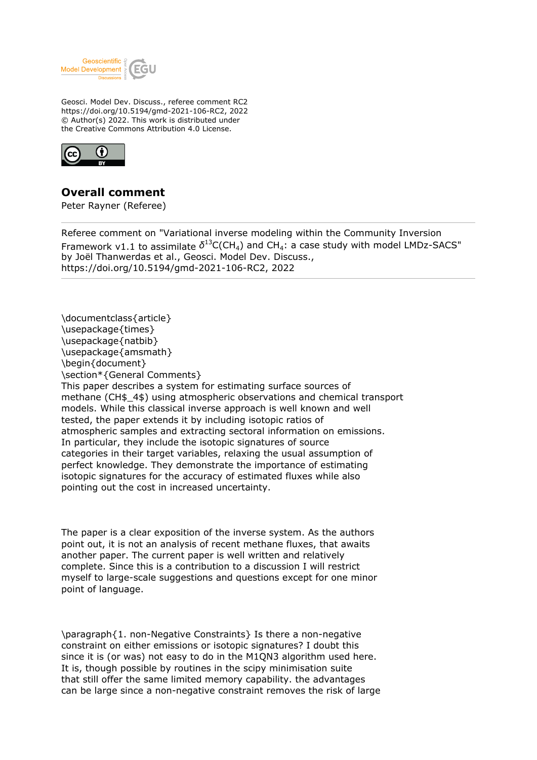Geosci. Model Dev. Discuss., referee comment RC2
https://doi.org/10.5194/gmd-2021-106-RC2, 2022
© Author(s) 2022. This work is distributed under
the Creative Commons Attribution 4.0 License.

## Overall comment

Peter Rayner (Referee)

Referee comment on "Variational inverse modeling within the Community Inversion Framework v1.1 to assimilate $\delta^{13}C(CH_4)$ and $CH_4$: a case study with model LMDz-SACS" by Joël Thanwerdas et al., Geosci. Model Dev. Discuss., https://doi.org/10.5194/gmd-2021-106-RC2, 2022

\documentclass{article}
\usepackage{times}
\usepackage{natbib}
\usepackage{amsmath}
\begin{document}
\section*{General Comments}
This paper describes a system for estimating surface sources of methane (CH$_4$) using atmospheric observations and chemical transport models. While this classical inverse approach is well known and well tested, the paper extends it by including isotopic ratios of atmospheric samples and extracting sectoral information on emissions. In particular, they include the isotopic signatures of source categories in their target variables, relaxing the usual assumption of perfect knowledge. They demonstrate the importance of estimating isotopic signatures for the accuracy of estimated fluxes while also pointing out the cost in increased uncertainty.

The paper is a clear exposition of the inverse system. As the authors point out, it is not an analysis of recent methane fluxes, that awaits another paper. The current paper is well written and relatively complete. Since this is a contribution to a discussion I will restrict myself to large-scale suggestions and questions except for one minor point of language.

\paragraph{1. non-Negative Constraints} Is there a non-negative constraint on either emissions or isotopic signatures? I doubt this since it is (or was) not easy to do in the M1QN3 algorithm used here. It is, though possible by routines in the scipy minimisation suite that still offer the same limited memory capability. the advantages can be large since a non-negative constraint removes the risk of large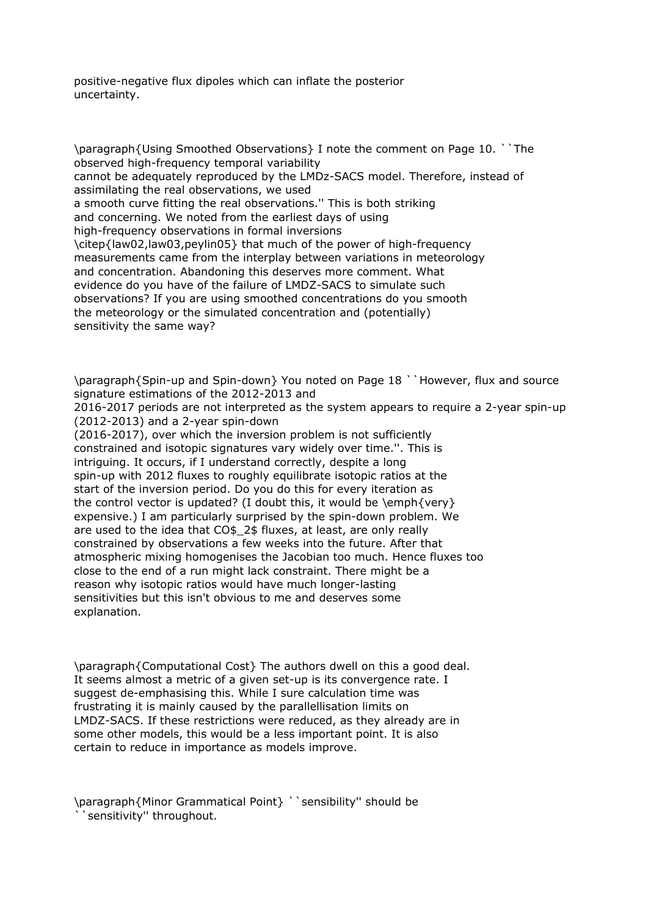positive-negative flux dipoles which can inflate the posterior uncertainty.

**Using Smoothed Observations** I note the comment on Page 10. "The observed high-frequency temporal variability cannot be adequately reproduced by the LMDz-SACS model. Therefore, instead of assimilating the real observations, we used a smooth curve fitting the real observations." This is both striking and concerning. We noted from the earliest days of using high-frequency observations in formal inversions [law02,law03,peylin05] that much of the power of high-frequency measurements came from the interplay between variations in meteorology and concentration. Abandoning this deserves more comment. What evidence do you have of the failure of LMDZ-SACS to simulate such observations? If you are using smoothed concentrations do you smooth the meteorology or the simulated concentration and (potentially) sensitivity the same way?

**Spin-up and Spin-down** You noted on Page 18 "However, flux and source signature estimations of the 2012-2013 and 2016-2017 periods are not interpreted as the system appears to require a 2-year spin-up (2012-2013) and a 2-year spin-down (2016-2017), over which the inversion problem is not sufficiently constrained and isotopic signatures vary widely over time.". This is intriguing. It occurs, if I understand correctly, despite a long spin-up with 2012 fluxes to roughly equilibrate isotopic ratios at the start of the inversion period. Do you do this for every iteration as the control vector is updated? (I doubt this, it would be *very* expensive.) I am particularly surprised by the spin-down problem. We are used to the idea that $CO_2$ fluxes, at least, are only really constrained by observations a few weeks into the future. After that atmospheric mixing homogenises the Jacobian too much. Hence fluxes too close to the end of a run might lack constraint. There might be a reason why isotopic ratios would have much longer-lasting sensitivities but this isn't obvious to me and deserves some explanation.

**Computational Cost** The authors dwell on this a good deal. It seems almost a metric of a given set-up is its convergence rate. I suggest de-emphasising this. While I sure calculation time was frustrating it is mainly caused by the parallellisation limits on LMDZ-SACS. If these restrictions were reduced, as they already are in some other models, this would be a less important point. It is also certain to reduce in importance as models improve.

**Minor Grammatical Point** "sensibility" should be "sensitivity" throughout.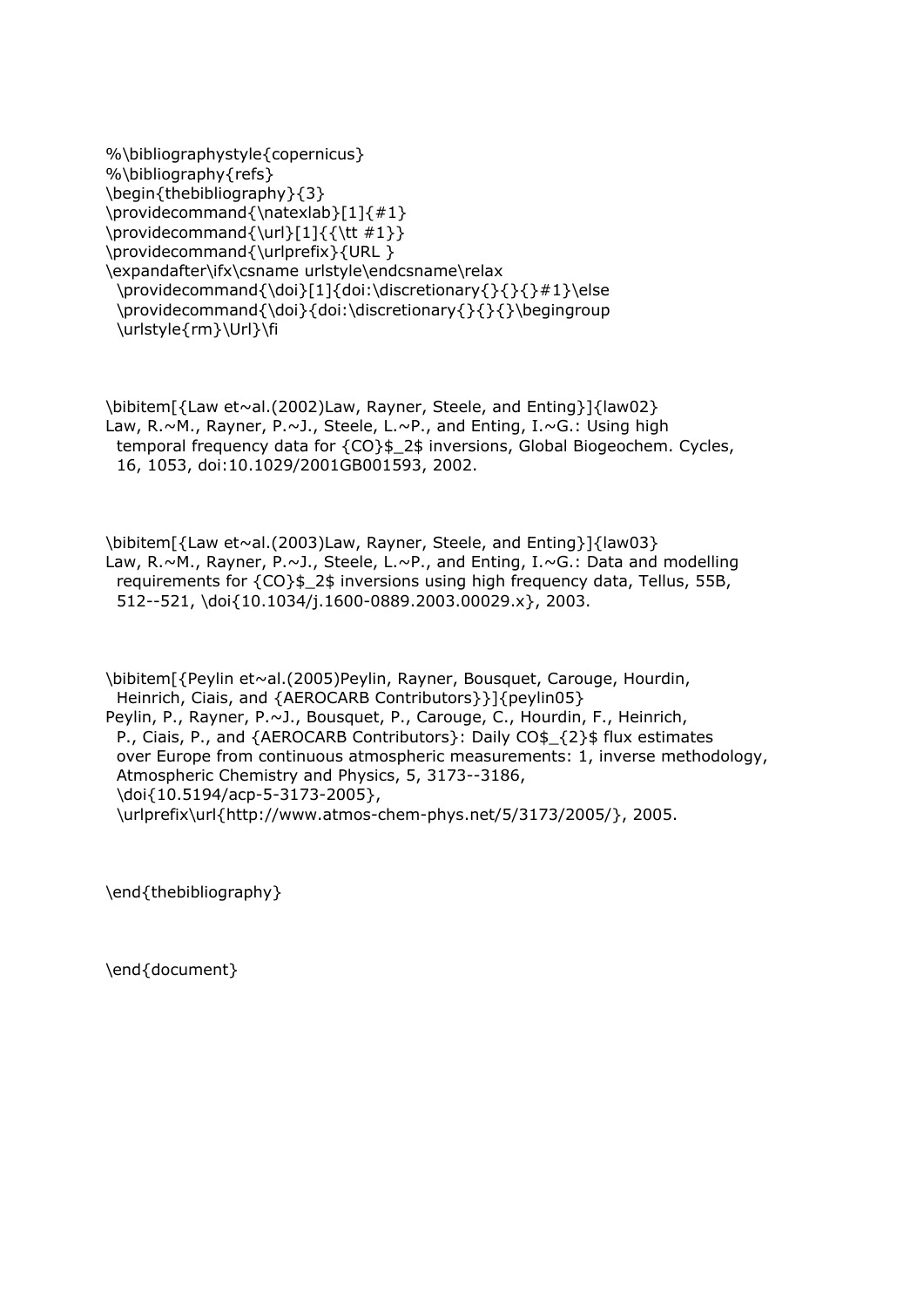```
%\bibliographystyle{copernicus}
%\bibliography{refs}
\begin{thebibliography}{3}
\providecommand{\natexlab}[1]{#1}
\providecommand{\url}[1]{{\tt #1}}
\providecommand{\urlprefix}{URL }
\expandafter\ifx\csname urlstyle\endcsname\relax
  \providecommand{\doi}[1]{doi:\discretionary{}{}{}#1}\else
  \providecommand{\doi}{doi:\discretionary{}{}{}\begingroup
  \urlstyle{rm}\Url}\fi


\bibitem[{Law et~al.(2002)Law, Rayner, Steele, and Enting}]{law02}
Law, R.~M., Rayner, P.~J., Steele, L.~P., and Enting, I.~G.: Using high
  temporal frequency data for {CO}$_2$ inversions, Global Biogeochem. Cycles,
  16, 1053, doi:10.1029/2001GB001593, 2002.


\bibitem[{Law et~al.(2003)Law, Rayner, Steele, and Enting}]{law03}
Law, R.~M., Rayner, P.~J., Steele, L.~P., and Enting, I.~G.: Data and modelling
  requirements for {CO}$_2$ inversions using high frequency data, Tellus, 55B,
  512--521, \doi{10.1034/j.1600-0889.2003.00029.x}, 2003.


\bibitem[{Peylin et~al.(2005)Peylin, Rayner, Bousquet, Carouge, Hourdin,
  Heinrich, Ciais, and {AEROCARB Contributors}}]{peylin05}
Peylin, P., Rayner, P.~J., Bousquet, P., Carouge, C., Hourdin, F., Heinrich,
  P., Ciais, P., and {AEROCARB Contributors}: Daily CO$_{2}$ flux estimates
  over Europe from continuous atmospheric measurements: 1, inverse methodology,
  Atmospheric Chemistry and Physics, 5, 3173--3186,
  \doi{10.5194/acp-5-3173-2005},
  \urlprefix\url{http://www.atmos-chem-phys.net/5/3173/2005/}, 2005.


\end{thebibliography}


\end{document}
```